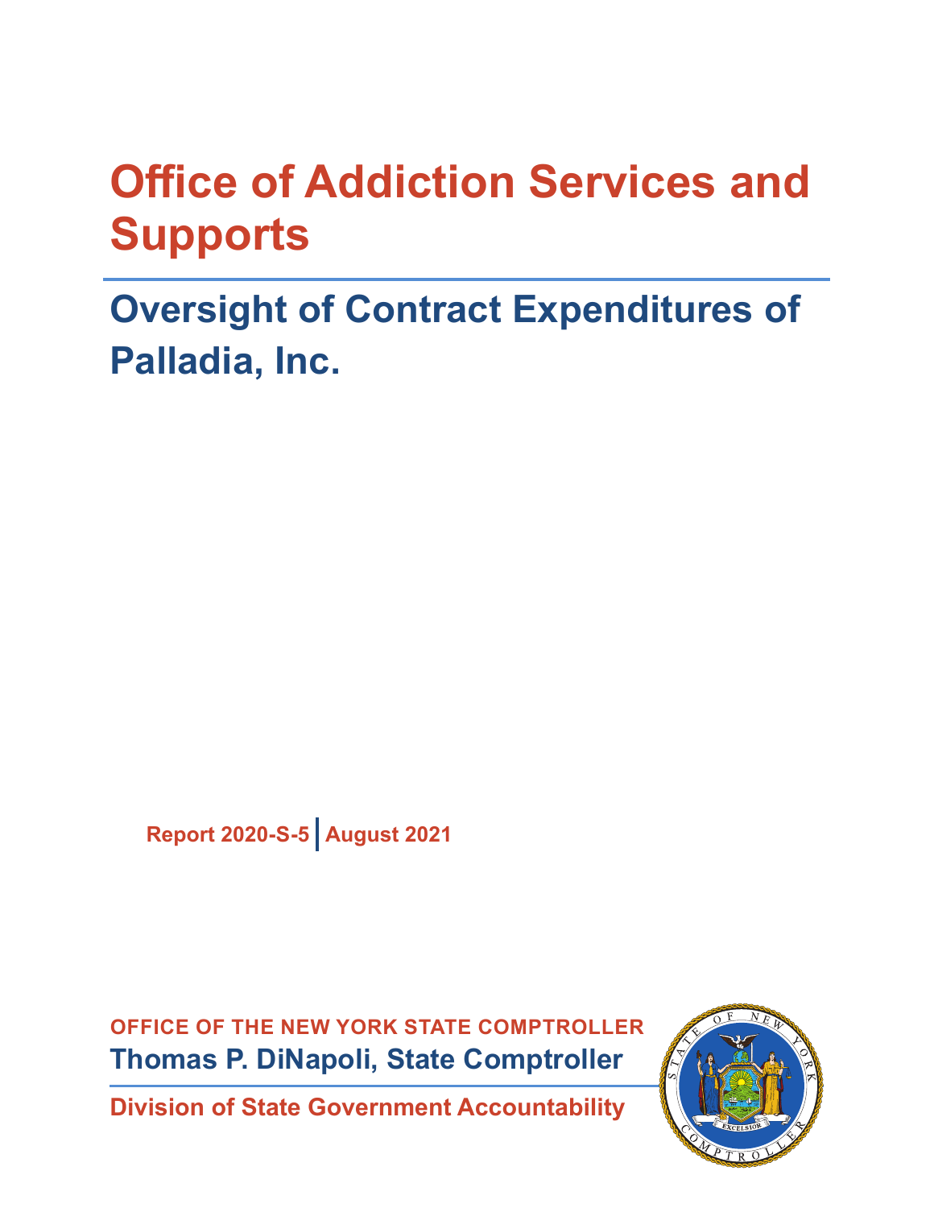# Office of Addiction Services and Supports

## Oversight of Contract Expenditures of Palladia, Inc.

**Report 2020-S-5 | August 2021**

**OFFICE OF THE NEW YORK STATE COMPTROLLER**

**Thomas P. DiNapoli, State Comptroller**

**Division of State Government Accountability**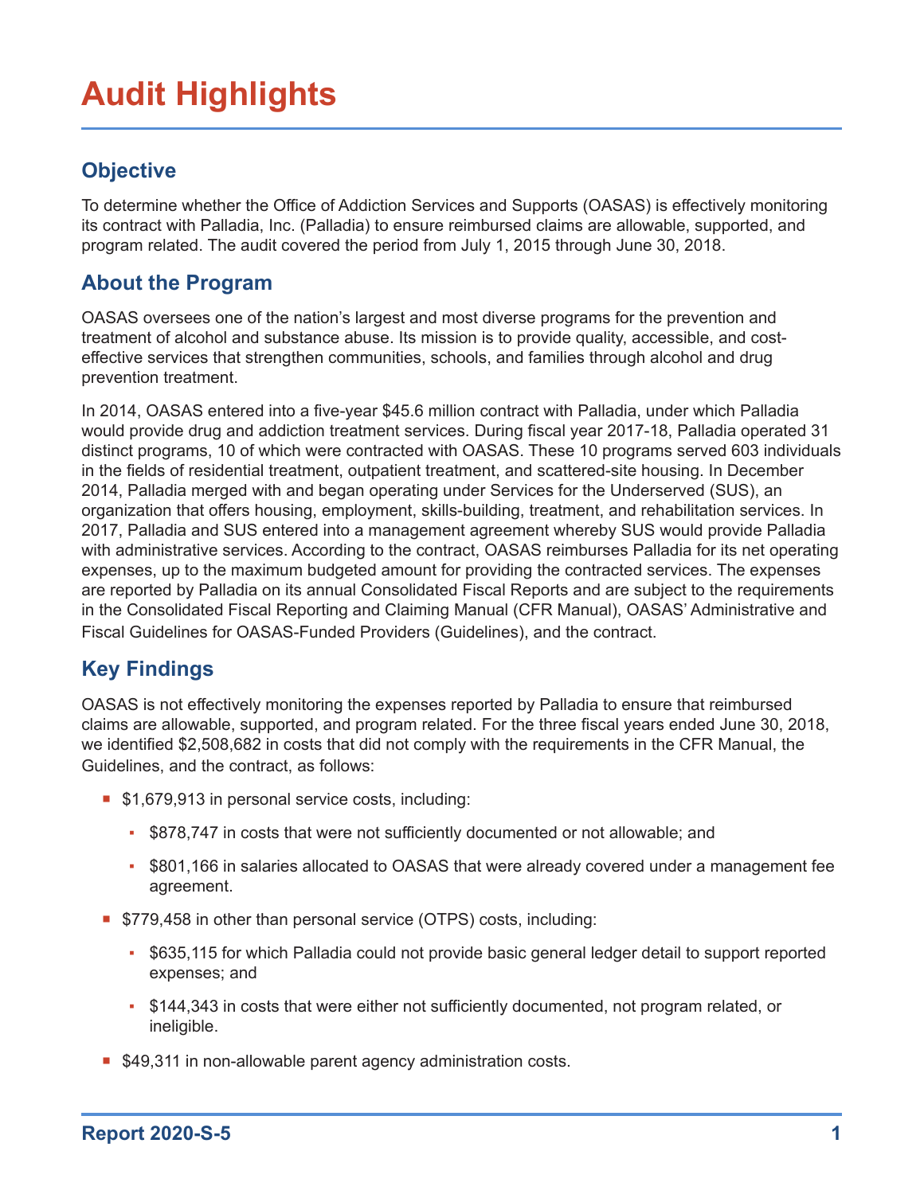# Audit Highlights

## Objective

To determine whether the Office of Addiction Services and Supports (OASAS) is effectively monitoring its contract with Palladia, Inc. (Palladia) to ensure reimbursed claims are allowable, supported, and program related. The audit covered the period from July 1, 2015 through June 30, 2018.

## About the Program

OASAS oversees one of the nation's largest and most diverse programs for the prevention and treatment of alcohol and substance abuse. Its mission is to provide quality, accessible, and cost-effective services that strengthen communities, schools, and families through alcohol and drug prevention treatment.

In 2014, OASAS entered into a five-year $45.6 million contract with Palladia, under which Palladia would provide drug and addiction treatment services. During fiscal year 2017-18, Palladia operated 31 distinct programs, 10 of which were contracted with OASAS. These 10 programs served 603 individuals in the fields of residential treatment, outpatient treatment, and scattered-site housing. In December 2014, Palladia merged with and began operating under Services for the Underserved (SUS), an organization that offers housing, employment, skills-building, treatment, and rehabilitation services. In 2017, Palladia and SUS entered into a management agreement whereby SUS would provide Palladia with administrative services. According to the contract, OASAS reimburses Palladia for its net operating expenses, up to the maximum budgeted amount for providing the contracted services. The expenses are reported by Palladia on its annual Consolidated Fiscal Reports and are subject to the requirements in the Consolidated Fiscal Reporting and Claiming Manual (CFR Manual), OASAS' Administrative and Fiscal Guidelines for OASAS-Funded Providers (Guidelines), and the contract.

## Key Findings

OASAS is not effectively monitoring the expenses reported by Palladia to ensure that reimbursed claims are allowable, supported, and program related. For the three fiscal years ended June 30, 2018, we identified $2,508,682 in costs that did not comply with the requirements in the CFR Manual, the Guidelines, and the contract, as follows:

- $1,679,913 in personal service costs, including:
  - $878,747 in costs that were not sufficiently documented or not allowable; and
  - $801,166 in salaries allocated to OASAS that were already covered under a management fee agreement.
- $779,458 in other than personal service (OTPS) costs, including:
  - $635,115 for which Palladia could not provide basic general ledger detail to support reported expenses; and
  - $144,343 in costs that were either not sufficiently documented, not program related, or ineligible.
- $49,311 in non-allowable parent agency administration costs.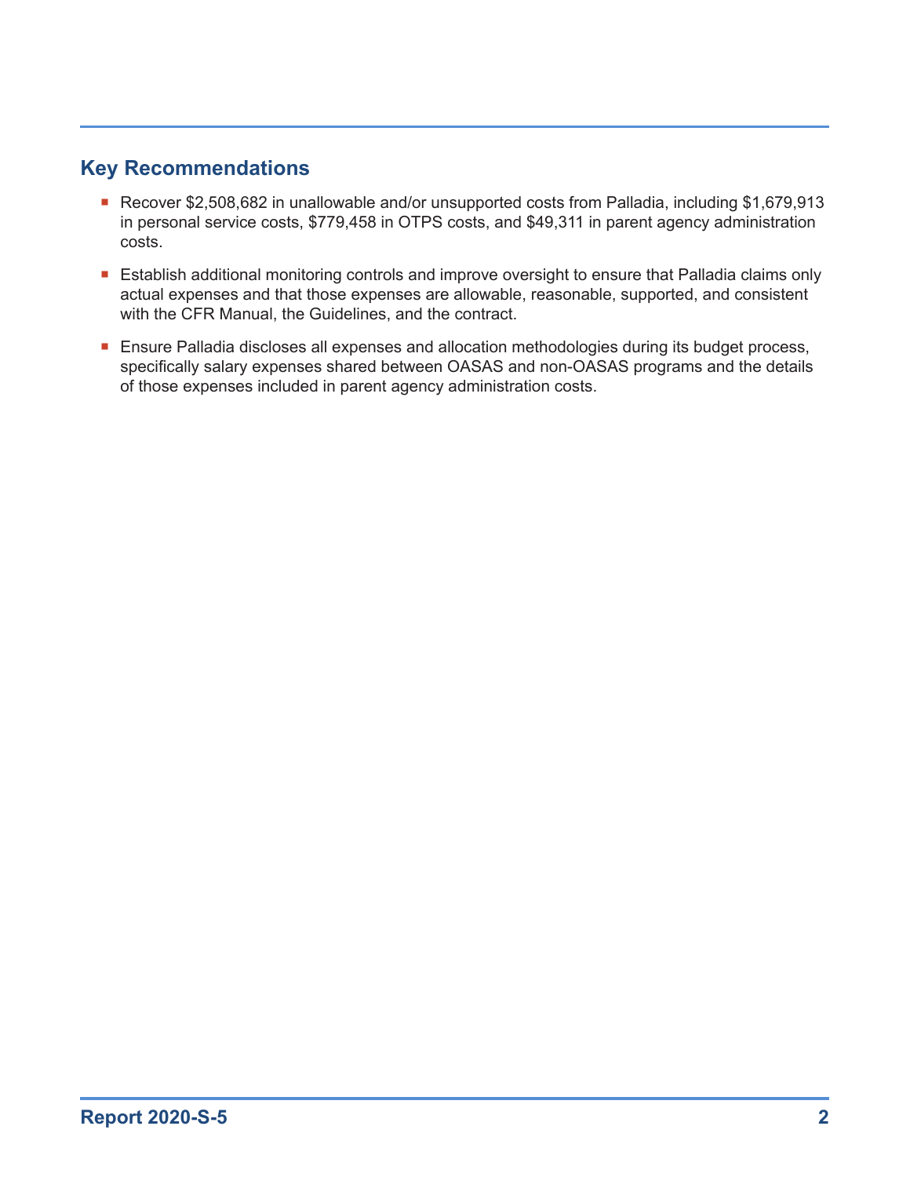## Key Recommendations

- Recover $2,508,682 in unallowable and/or unsupported costs from Palladia, including $1,679,913 in personal service costs, $779,458 in OTPS costs, and $49,311 in parent agency administration costs.
- Establish additional monitoring controls and improve oversight to ensure that Palladia claims only actual expenses and that those expenses are allowable, reasonable, supported, and consistent with the CFR Manual, the Guidelines, and the contract.
- Ensure Palladia discloses all expenses and allocation methodologies during its budget process, specifically salary expenses shared between OASAS and non-OASAS programs and the details of those expenses included in parent agency administration costs.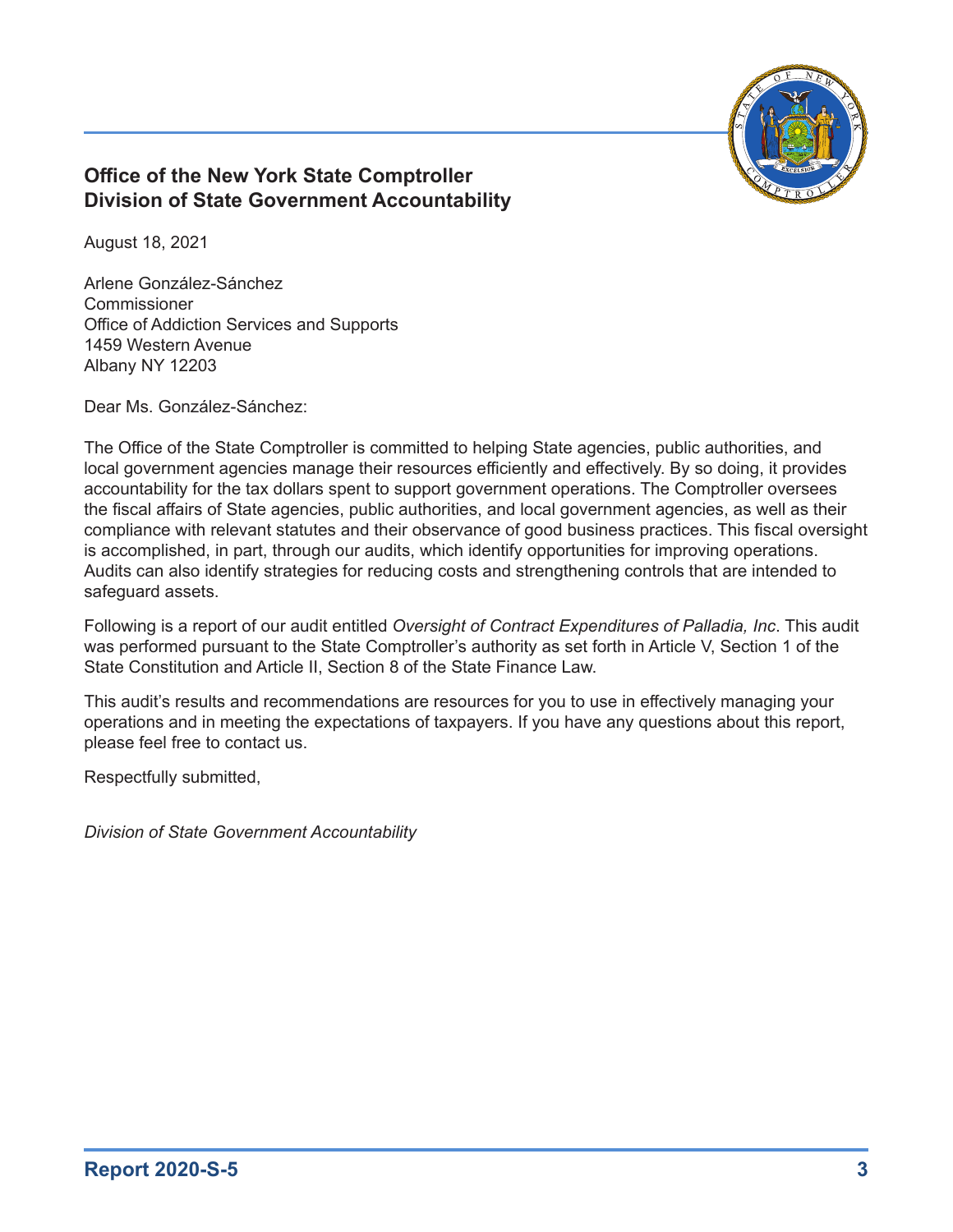**Office of the New York State Comptroller**
**Division of State Government Accountability**

August 18, 2021

Arlene González-Sánchez
Commissioner
Office of Addiction Services and Supports
1459 Western Avenue
Albany NY 12203

Dear Ms. González-Sánchez:

The Office of the State Comptroller is committed to helping State agencies, public authorities, and local government agencies manage their resources efficiently and effectively. By so doing, it provides accountability for the tax dollars spent to support government operations. The Comptroller oversees the fiscal affairs of State agencies, public authorities, and local government agencies, as well as their compliance with relevant statutes and their observance of good business practices. This fiscal oversight is accomplished, in part, through our audits, which identify opportunities for improving operations. Audits can also identify strategies for reducing costs and strengthening controls that are intended to safeguard assets.

Following is a report of our audit entitled *Oversight of Contract Expenditures of Palladia, Inc*. This audit was performed pursuant to the State Comptroller's authority as set forth in Article V, Section 1 of the State Constitution and Article II, Section 8 of the State Finance Law.

This audit's results and recommendations are resources for you to use in effectively managing your operations and in meeting the expectations of taxpayers. If you have any questions about this report, please feel free to contact us.

Respectfully submitted,

*Division of State Government Accountability*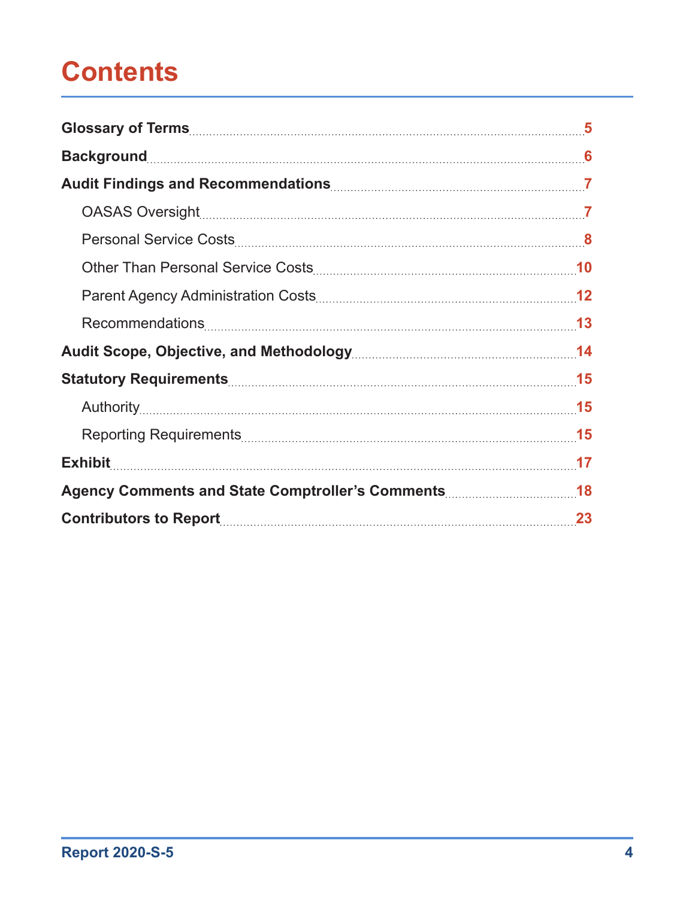# Contents

- **Glossary of Terms** — 5
- **Background** — 6
- **Audit Findings and Recommendations** — 7
  - OASAS Oversight — 7
  - Personal Service Costs — 8
  - Other Than Personal Service Costs — 10
  - Parent Agency Administration Costs — 12
  - Recommendations — 13
- **Audit Scope, Objective, and Methodology** — 14
- **Statutory Requirements** — 15
  - Authority — 15
  - Reporting Requirements — 15
- **Exhibit** — 17
- **Agency Comments and State Comptroller's Comments** — 18
- **Contributors to Report** — 23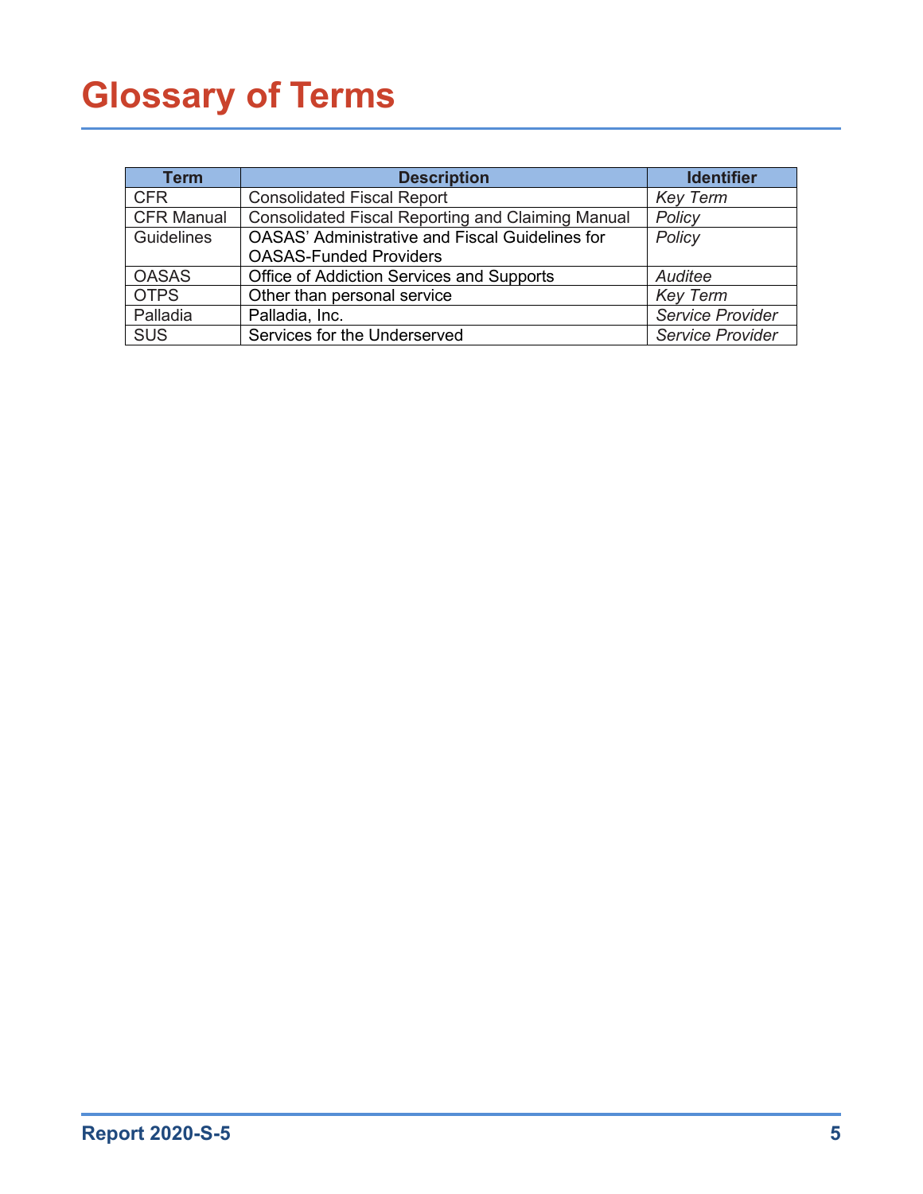# Glossary of Terms

| Term | Description | Identifier |
|---|---|---|
| CFR | Consolidated Fiscal Report | *Key Term* |
| CFR Manual | Consolidated Fiscal Reporting and Claiming Manual | *Policy* |
| Guidelines | OASAS' Administrative and Fiscal Guidelines for OASAS-Funded Providers | *Policy* |
| OASAS | Office of Addiction Services and Supports | *Auditee* |
| OTPS | Other than personal service | *Key Term* |
| Palladia | Palladia, Inc. | *Service Provider* |
| SUS | Services for the Underserved | *Service Provider* |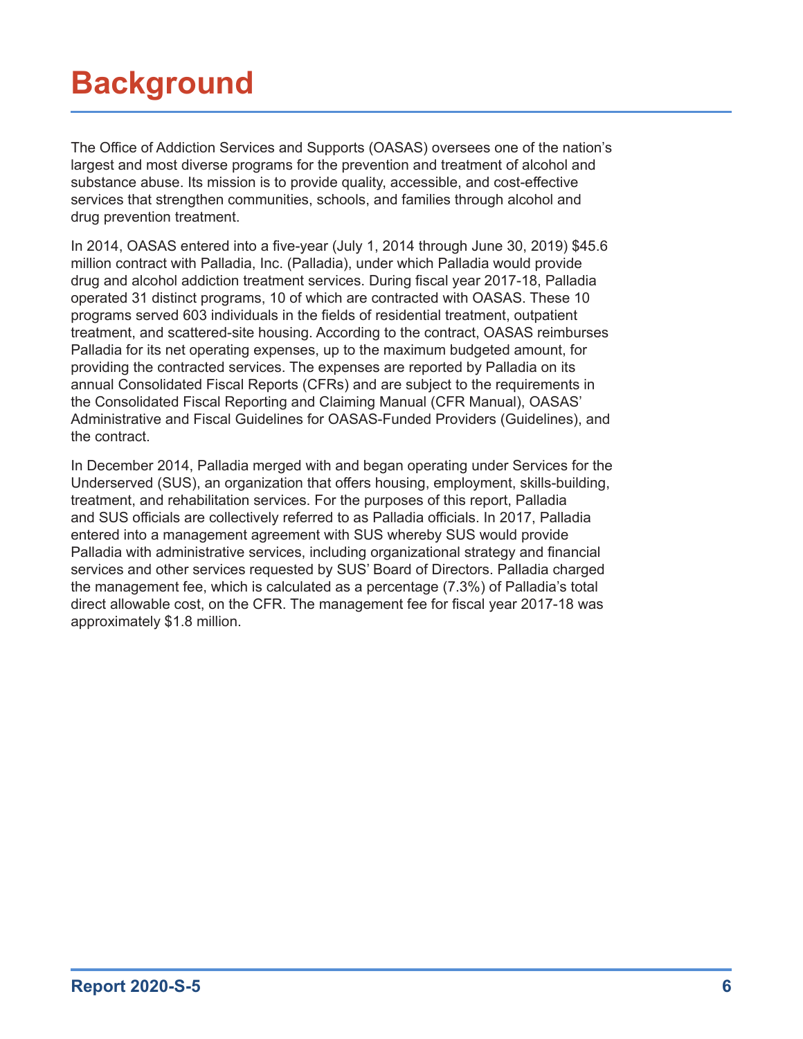# Background

The Office of Addiction Services and Supports (OASAS) oversees one of the nation's largest and most diverse programs for the prevention and treatment of alcohol and substance abuse. Its mission is to provide quality, accessible, and cost-effective services that strengthen communities, schools, and families through alcohol and drug prevention treatment.

In 2014, OASAS entered into a five-year (July 1, 2014 through June 30, 2019) $45.6 million contract with Palladia, Inc. (Palladia), under which Palladia would provide drug and alcohol addiction treatment services. During fiscal year 2017-18, Palladia operated 31 distinct programs, 10 of which are contracted with OASAS. These 10 programs served 603 individuals in the fields of residential treatment, outpatient treatment, and scattered-site housing. According to the contract, OASAS reimburses Palladia for its net operating expenses, up to the maximum budgeted amount, for providing the contracted services. The expenses are reported by Palladia on its annual Consolidated Fiscal Reports (CFRs) and are subject to the requirements in the Consolidated Fiscal Reporting and Claiming Manual (CFR Manual), OASAS' Administrative and Fiscal Guidelines for OASAS-Funded Providers (Guidelines), and the contract.

In December 2014, Palladia merged with and began operating under Services for the Underserved (SUS), an organization that offers housing, employment, skills-building, treatment, and rehabilitation services. For the purposes of this report, Palladia and SUS officials are collectively referred to as Palladia officials. In 2017, Palladia entered into a management agreement with SUS whereby SUS would provide Palladia with administrative services, including organizational strategy and financial services and other services requested by SUS' Board of Directors. Palladia charged the management fee, which is calculated as a percentage (7.3%) of Palladia's total direct allowable cost, on the CFR. The management fee for fiscal year 2017-18 was approximately $1.8 million.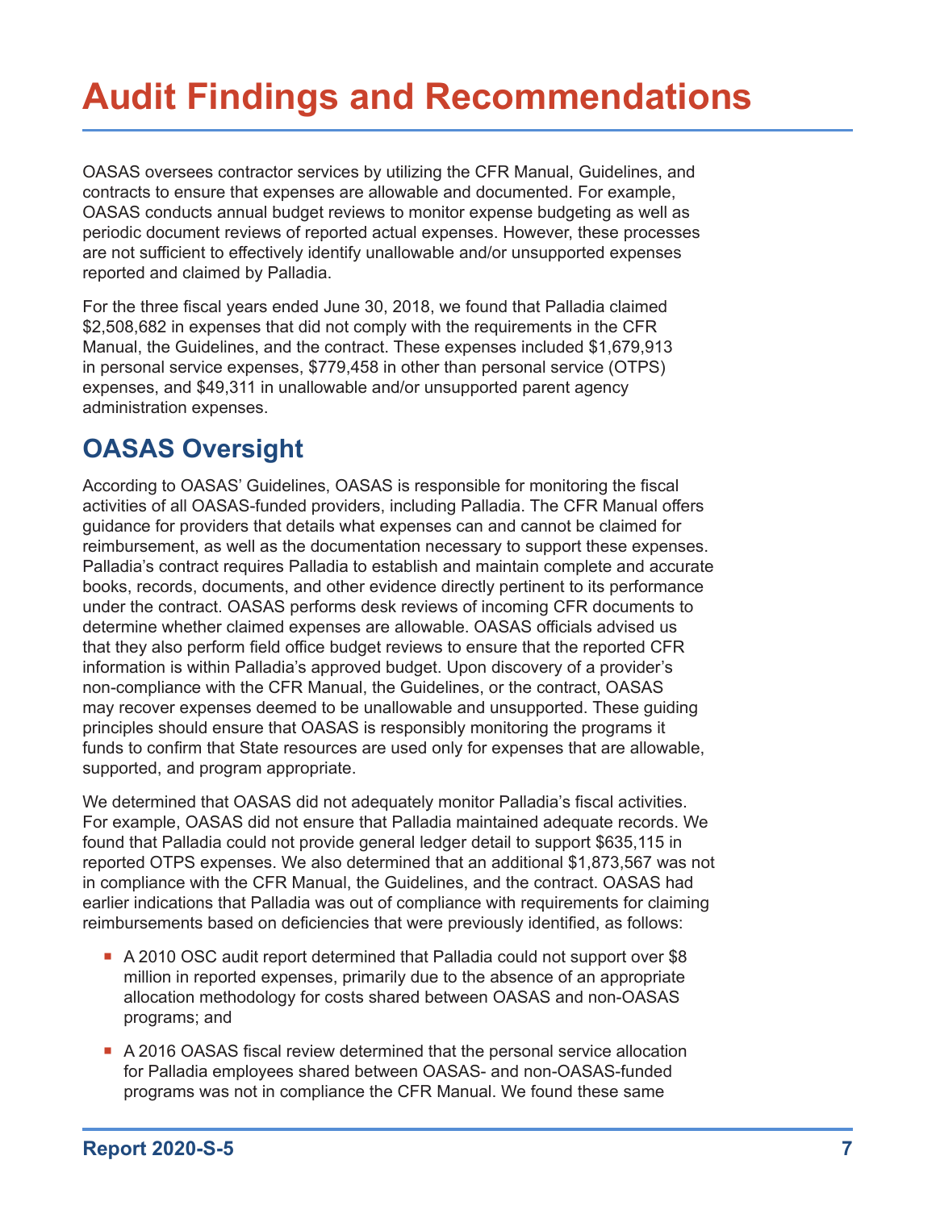# Audit Findings and Recommendations

OASAS oversees contractor services by utilizing the CFR Manual, Guidelines, and contracts to ensure that expenses are allowable and documented. For example, OASAS conducts annual budget reviews to monitor expense budgeting as well as periodic document reviews of reported actual expenses. However, these processes are not sufficient to effectively identify unallowable and/or unsupported expenses reported and claimed by Palladia.

For the three fiscal years ended June 30, 2018, we found that Palladia claimed $2,508,682 in expenses that did not comply with the requirements in the CFR Manual, the Guidelines, and the contract. These expenses included $1,679,913 in personal service expenses, $779,458 in other than personal service (OTPS) expenses, and $49,311 in unallowable and/or unsupported parent agency administration expenses.

## OASAS Oversight

According to OASAS' Guidelines, OASAS is responsible for monitoring the fiscal activities of all OASAS-funded providers, including Palladia. The CFR Manual offers guidance for providers that details what expenses can and cannot be claimed for reimbursement, as well as the documentation necessary to support these expenses. Palladia's contract requires Palladia to establish and maintain complete and accurate books, records, documents, and other evidence directly pertinent to its performance under the contract. OASAS performs desk reviews of incoming CFR documents to determine whether claimed expenses are allowable. OASAS officials advised us that they also perform field office budget reviews to ensure that the reported CFR information is within Palladia's approved budget. Upon discovery of a provider's non-compliance with the CFR Manual, the Guidelines, or the contract, OASAS may recover expenses deemed to be unallowable and unsupported. These guiding principles should ensure that OASAS is responsibly monitoring the programs it funds to confirm that State resources are used only for expenses that are allowable, supported, and program appropriate.

We determined that OASAS did not adequately monitor Palladia's fiscal activities. For example, OASAS did not ensure that Palladia maintained adequate records. We found that Palladia could not provide general ledger detail to support $635,115 in reported OTPS expenses. We also determined that an additional $1,873,567 was not in compliance with the CFR Manual, the Guidelines, and the contract. OASAS had earlier indications that Palladia was out of compliance with requirements for claiming reimbursements based on deficiencies that were previously identified, as follows:

- A 2010 OSC audit report determined that Palladia could not support over $8 million in reported expenses, primarily due to the absence of an appropriate allocation methodology for costs shared between OASAS and non-OASAS programs; and
- A 2016 OASAS fiscal review determined that the personal service allocation for Palladia employees shared between OASAS- and non-OASAS-funded programs was not in compliance the CFR Manual. We found these same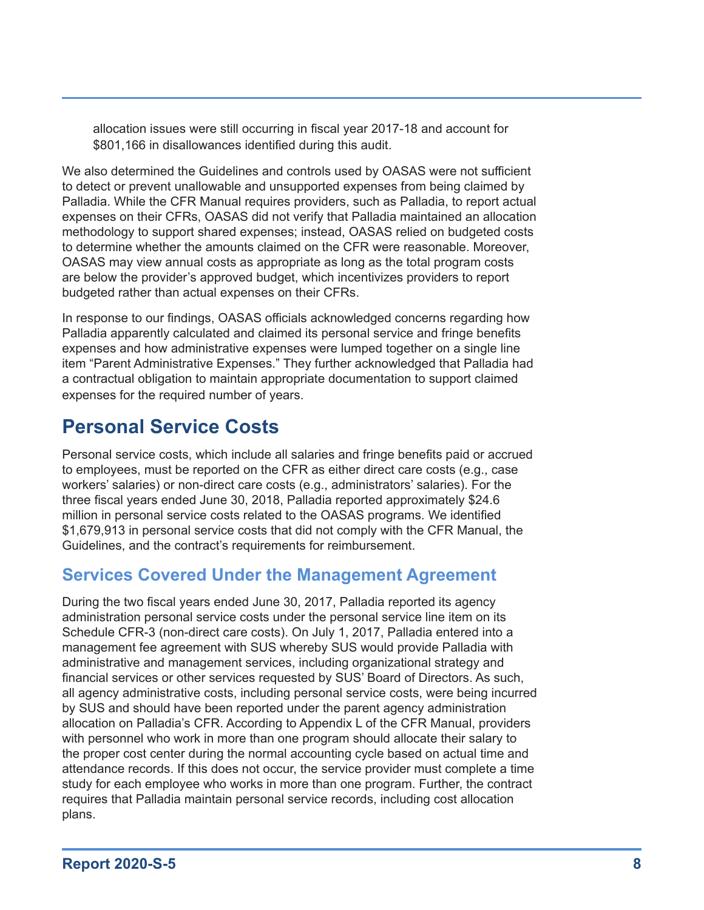allocation issues were still occurring in fiscal year 2017-18 and account for $801,166 in disallowances identified during this audit.

We also determined the Guidelines and controls used by OASAS were not sufficient to detect or prevent unallowable and unsupported expenses from being claimed by Palladia. While the CFR Manual requires providers, such as Palladia, to report actual expenses on their CFRs, OASAS did not verify that Palladia maintained an allocation methodology to support shared expenses; instead, OASAS relied on budgeted costs to determine whether the amounts claimed on the CFR were reasonable. Moreover, OASAS may view annual costs as appropriate as long as the total program costs are below the provider's approved budget, which incentivizes providers to report budgeted rather than actual expenses on their CFRs.

In response to our findings, OASAS officials acknowledged concerns regarding how Palladia apparently calculated and claimed its personal service and fringe benefits expenses and how administrative expenses were lumped together on a single line item "Parent Administrative Expenses." They further acknowledged that Palladia had a contractual obligation to maintain appropriate documentation to support claimed expenses for the required number of years.

## Personal Service Costs

Personal service costs, which include all salaries and fringe benefits paid or accrued to employees, must be reported on the CFR as either direct care costs (e.g., case workers' salaries) or non-direct care costs (e.g., administrators' salaries). For the three fiscal years ended June 30, 2018, Palladia reported approximately $24.6 million in personal service costs related to the OASAS programs. We identified $1,679,913 in personal service costs that did not comply with the CFR Manual, the Guidelines, and the contract's requirements for reimbursement.

### Services Covered Under the Management Agreement

During the two fiscal years ended June 30, 2017, Palladia reported its agency administration personal service costs under the personal service line item on its Schedule CFR-3 (non-direct care costs). On July 1, 2017, Palladia entered into a management fee agreement with SUS whereby SUS would provide Palladia with administrative and management services, including organizational strategy and financial services or other services requested by SUS' Board of Directors. As such, all agency administrative costs, including personal service costs, were being incurred by SUS and should have been reported under the parent agency administration allocation on Palladia's CFR. According to Appendix L of the CFR Manual, providers with personnel who work in more than one program should allocate their salary to the proper cost center during the normal accounting cycle based on actual time and attendance records. If this does not occur, the service provider must complete a time study for each employee who works in more than one program. Further, the contract requires that Palladia maintain personal service records, including cost allocation plans.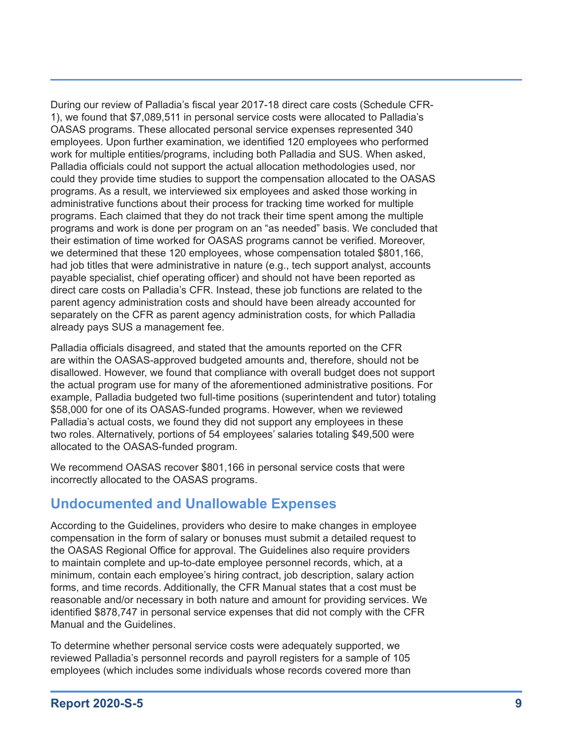During our review of Palladia's fiscal year 2017-18 direct care costs (Schedule CFR-1), we found that $7,089,511 in personal service costs were allocated to Palladia's OASAS programs. These allocated personal service expenses represented 340 employees. Upon further examination, we identified 120 employees who performed work for multiple entities/programs, including both Palladia and SUS. When asked, Palladia officials could not support the actual allocation methodologies used, nor could they provide time studies to support the compensation allocated to the OASAS programs. As a result, we interviewed six employees and asked those working in administrative functions about their process for tracking time worked for multiple programs. Each claimed that they do not track their time spent among the multiple programs and work is done per program on an "as needed" basis. We concluded that their estimation of time worked for OASAS programs cannot be verified. Moreover, we determined that these 120 employees, whose compensation totaled $801,166, had job titles that were administrative in nature (e.g., tech support analyst, accounts payable specialist, chief operating officer) and should not have been reported as direct care costs on Palladia's CFR. Instead, these job functions are related to the parent agency administration costs and should have been already accounted for separately on the CFR as parent agency administration costs, for which Palladia already pays SUS a management fee.

Palladia officials disagreed, and stated that the amounts reported on the CFR are within the OASAS-approved budgeted amounts and, therefore, should not be disallowed. However, we found that compliance with overall budget does not support the actual program use for many of the aforementioned administrative positions. For example, Palladia budgeted two full-time positions (superintendent and tutor) totaling $58,000 for one of its OASAS-funded programs. However, when we reviewed Palladia's actual costs, we found they did not support any employees in these two roles. Alternatively, portions of 54 employees' salaries totaling $49,500 were allocated to the OASAS-funded program.

We recommend OASAS recover $801,166 in personal service costs that were incorrectly allocated to the OASAS programs.

## Undocumented and Unallowable Expenses

According to the Guidelines, providers who desire to make changes in employee compensation in the form of salary or bonuses must submit a detailed request to the OASAS Regional Office for approval. The Guidelines also require providers to maintain complete and up-to-date employee personnel records, which, at a minimum, contain each employee's hiring contract, job description, salary action forms, and time records. Additionally, the CFR Manual states that a cost must be reasonable and/or necessary in both nature and amount for providing services. We identified $878,747 in personal service expenses that did not comply with the CFR Manual and the Guidelines.

To determine whether personal service costs were adequately supported, we reviewed Palladia's personnel records and payroll registers for a sample of 105 employees (which includes some individuals whose records covered more than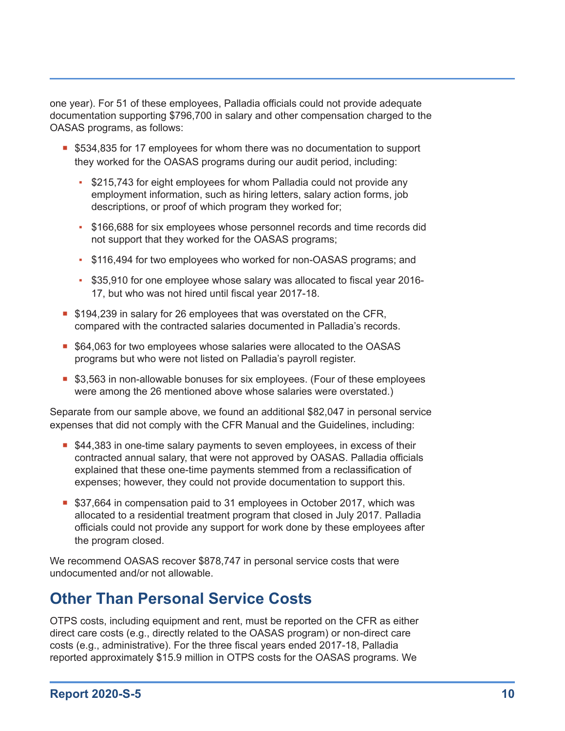one year). For 51 of these employees, Palladia officials could not provide adequate documentation supporting $796,700 in salary and other compensation charged to the OASAS programs, as follows:

- $534,835 for 17 employees for whom there was no documentation to support they worked for the OASAS programs during our audit period, including:
  - $215,743 for eight employees for whom Palladia could not provide any employment information, such as hiring letters, salary action forms, job descriptions, or proof of which program they worked for;
  - $166,688 for six employees whose personnel records and time records did not support that they worked for the OASAS programs;
  - $116,494 for two employees who worked for non-OASAS programs; and
  - $35,910 for one employee whose salary was allocated to fiscal year 2016-17, but who was not hired until fiscal year 2017-18.
- $194,239 in salary for 26 employees that was overstated on the CFR, compared with the contracted salaries documented in Palladia's records.
- $64,063 for two employees whose salaries were allocated to the OASAS programs but who were not listed on Palladia's payroll register.
- $3,563 in non-allowable bonuses for six employees. (Four of these employees were among the 26 mentioned above whose salaries were overstated.)

Separate from our sample above, we found an additional $82,047 in personal service expenses that did not comply with the CFR Manual and the Guidelines, including:

- $44,383 in one-time salary payments to seven employees, in excess of their contracted annual salary, that were not approved by OASAS. Palladia officials explained that these one-time payments stemmed from a reclassification of expenses; however, they could not provide documentation to support this.
- $37,664 in compensation paid to 31 employees in October 2017, which was allocated to a residential treatment program that closed in July 2017. Palladia officials could not provide any support for work done by these employees after the program closed.

We recommend OASAS recover $878,747 in personal service costs that were undocumented and/or not allowable.

## Other Than Personal Service Costs

OTPS costs, including equipment and rent, must be reported on the CFR as either direct care costs (e.g., directly related to the OASAS program) or non-direct care costs (e.g., administrative). For the three fiscal years ended 2017-18, Palladia reported approximately $15.9 million in OTPS costs for the OASAS programs. We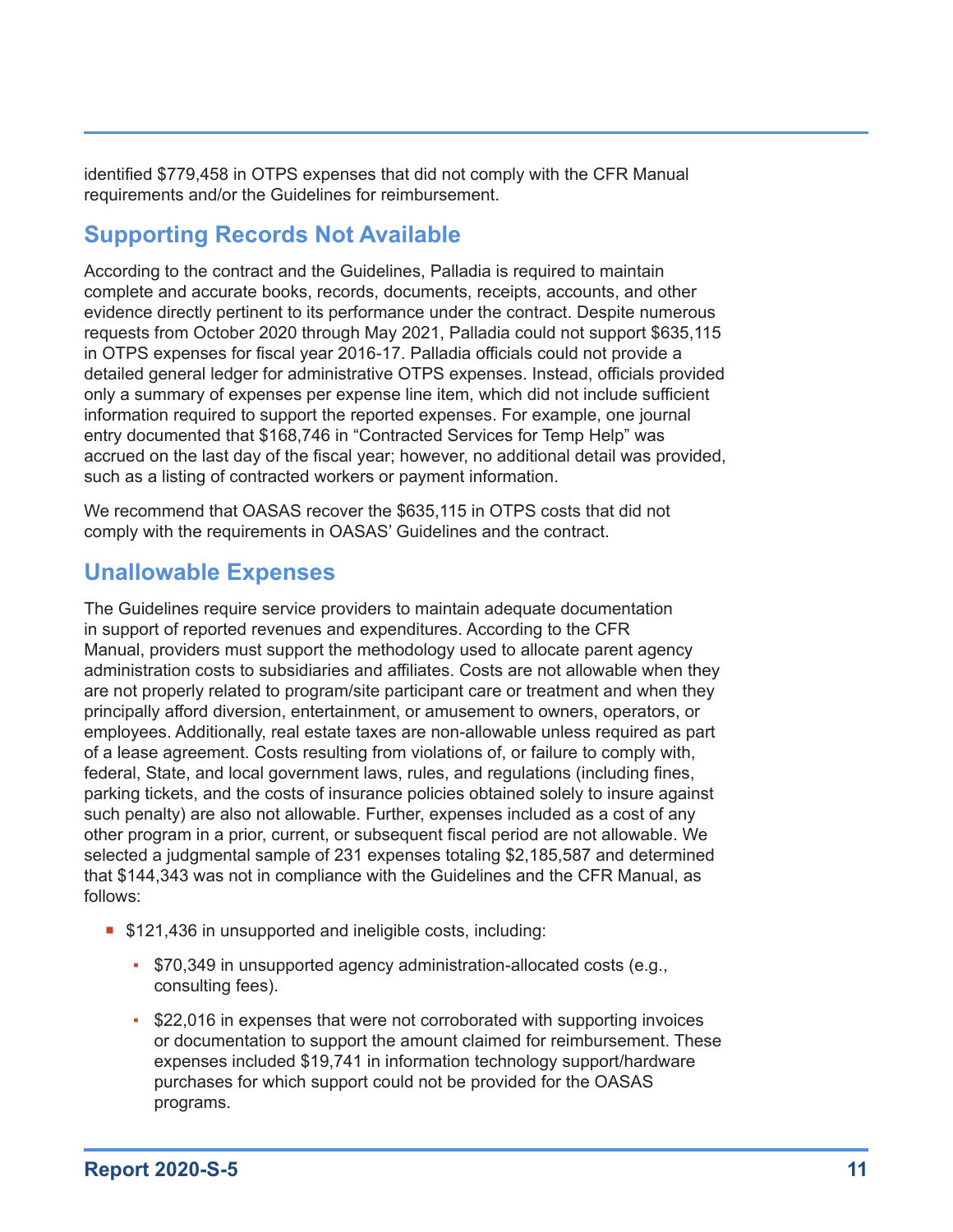identified $779,458 in OTPS expenses that did not comply with the CFR Manual requirements and/or the Guidelines for reimbursement.

## Supporting Records Not Available

According to the contract and the Guidelines, Palladia is required to maintain complete and accurate books, records, documents, receipts, accounts, and other evidence directly pertinent to its performance under the contract. Despite numerous requests from October 2020 through May 2021, Palladia could not support $635,115 in OTPS expenses for fiscal year 2016-17. Palladia officials could not provide a detailed general ledger for administrative OTPS expenses. Instead, officials provided only a summary of expenses per expense line item, which did not include sufficient information required to support the reported expenses. For example, one journal entry documented that $168,746 in "Contracted Services for Temp Help" was accrued on the last day of the fiscal year; however, no additional detail was provided, such as a listing of contracted workers or payment information.

We recommend that OASAS recover the $635,115 in OTPS costs that did not comply with the requirements in OASAS' Guidelines and the contract.

## Unallowable Expenses

The Guidelines require service providers to maintain adequate documentation in support of reported revenues and expenditures. According to the CFR Manual, providers must support the methodology used to allocate parent agency administration costs to subsidiaries and affiliates. Costs are not allowable when they are not properly related to program/site participant care or treatment and when they principally afford diversion, entertainment, or amusement to owners, operators, or employees. Additionally, real estate taxes are non-allowable unless required as part of a lease agreement. Costs resulting from violations of, or failure to comply with, federal, State, and local government laws, rules, and regulations (including fines, parking tickets, and the costs of insurance policies obtained solely to insure against such penalty) are also not allowable. Further, expenses included as a cost of any other program in a prior, current, or subsequent fiscal period are not allowable. We selected a judgmental sample of 231 expenses totaling $2,185,587 and determined that $144,343 was not in compliance with the Guidelines and the CFR Manual, as follows:

- $121,436 in unsupported and ineligible costs, including:
  - $70,349 in unsupported agency administration-allocated costs (e.g., consulting fees).
  - $22,016 in expenses that were not corroborated with supporting invoices or documentation to support the amount claimed for reimbursement. These expenses included $19,741 in information technology support/hardware purchases for which support could not be provided for the OASAS programs.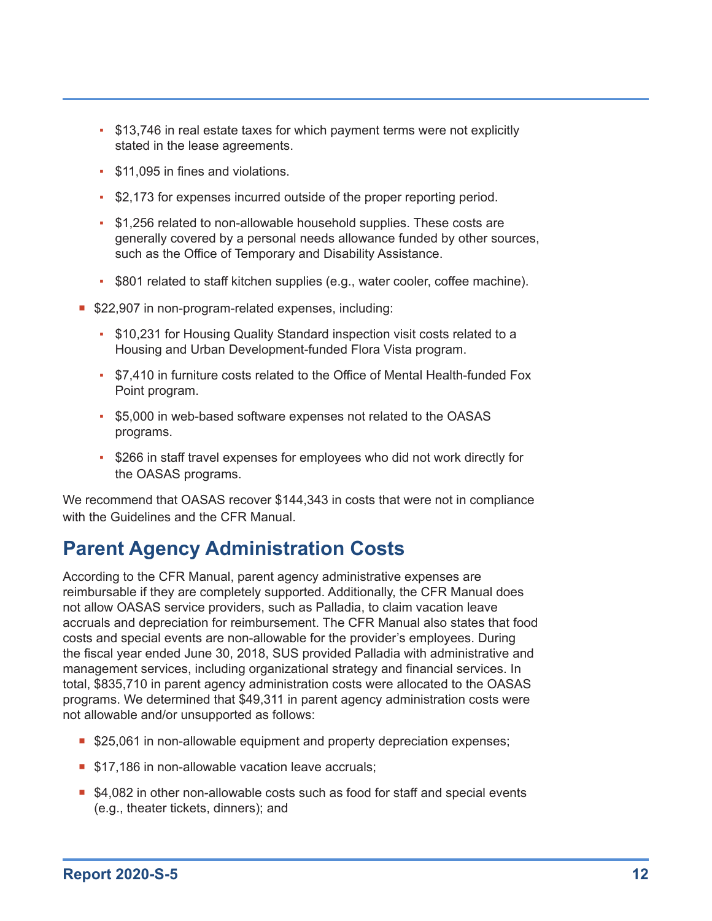- $13,746 in real estate taxes for which payment terms were not explicitly stated in the lease agreements.
    - $11,095 in fines and violations.
    - $2,173 for expenses incurred outside of the proper reporting period.
    - $1,256 related to non-allowable household supplies. These costs are generally covered by a personal needs allowance funded by other sources, such as the Office of Temporary and Disability Assistance.
    - $801 related to staff kitchen supplies (e.g., water cooler, coffee machine).

- $22,907 in non-program-related expenses, including:
    - $10,231 for Housing Quality Standard inspection visit costs related to a Housing and Urban Development-funded Flora Vista program.
    - $7,410 in furniture costs related to the Office of Mental Health-funded Fox Point program.
    - $5,000 in web-based software expenses not related to the OASAS programs.
    - $266 in staff travel expenses for employees who did not work directly for the OASAS programs.

We recommend that OASAS recover $144,343 in costs that were not in compliance with the Guidelines and the CFR Manual.

## Parent Agency Administration Costs

According to the CFR Manual, parent agency administrative expenses are reimbursable if they are completely supported. Additionally, the CFR Manual does not allow OASAS service providers, such as Palladia, to claim vacation leave accruals and depreciation for reimbursement. The CFR Manual also states that food costs and special events are non-allowable for the provider's employees. During the fiscal year ended June 30, 2018, SUS provided Palladia with administrative and management services, including organizational strategy and financial services. In total, $835,710 in parent agency administration costs were allocated to the OASAS programs. We determined that $49,311 in parent agency administration costs were not allowable and/or unsupported as follows:

- $25,061 in non-allowable equipment and property depreciation expenses;
- $17,186 in non-allowable vacation leave accruals;
- $4,082 in other non-allowable costs such as food for staff and special events (e.g., theater tickets, dinners); and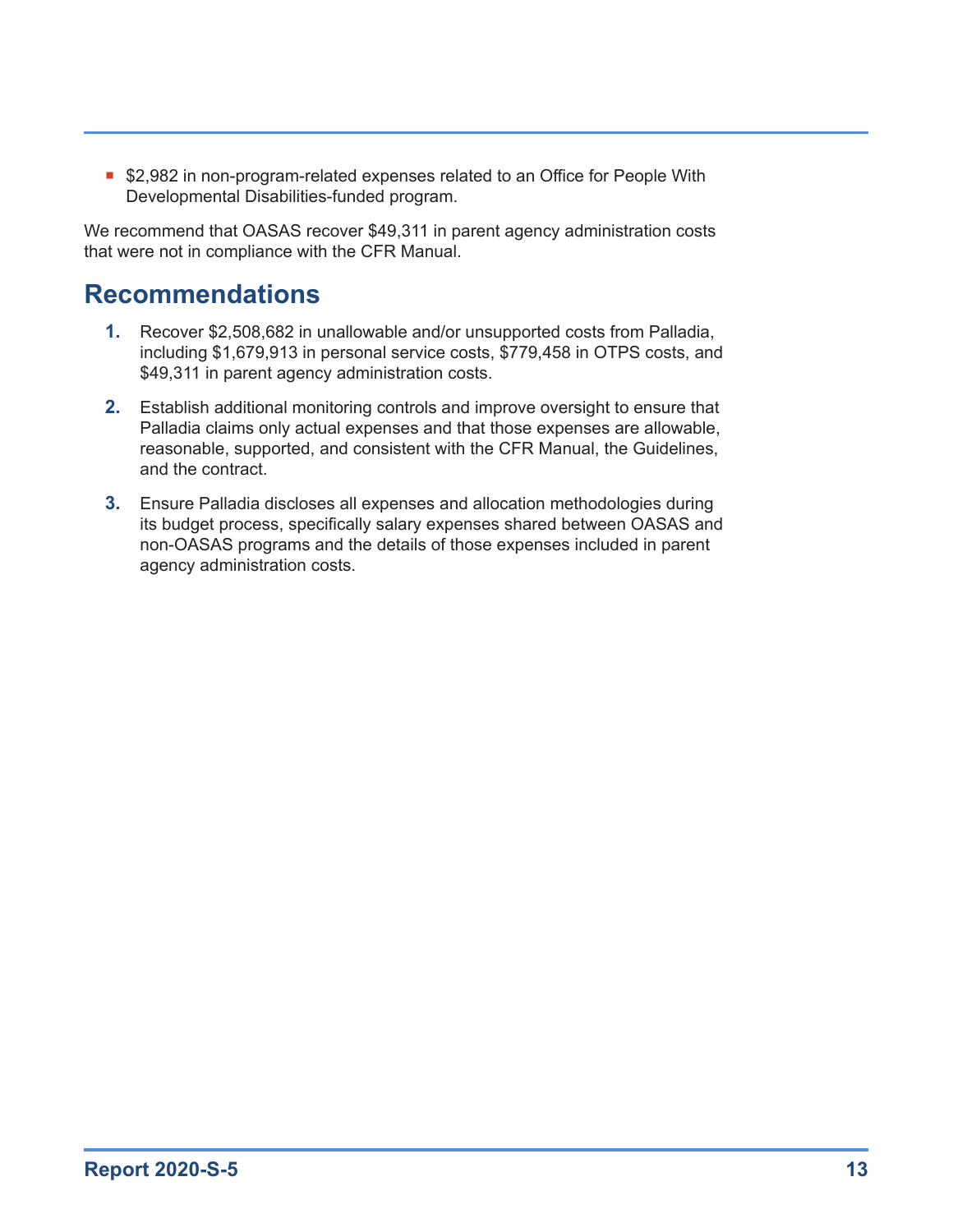- $2,982 in non-program-related expenses related to an Office for People With Developmental Disabilities-funded program.

We recommend that OASAS recover $49,311 in parent agency administration costs that were not in compliance with the CFR Manual.

## Recommendations

1. Recover $2,508,682 in unallowable and/or unsupported costs from Palladia, including $1,679,913 in personal service costs, $779,458 in OTPS costs, and $49,311 in parent agency administration costs.
2. Establish additional monitoring controls and improve oversight to ensure that Palladia claims only actual expenses and that those expenses are allowable, reasonable, supported, and consistent with the CFR Manual, the Guidelines, and the contract.
3. Ensure Palladia discloses all expenses and allocation methodologies during its budget process, specifically salary expenses shared between OASAS and non-OASAS programs and the details of those expenses included in parent agency administration costs.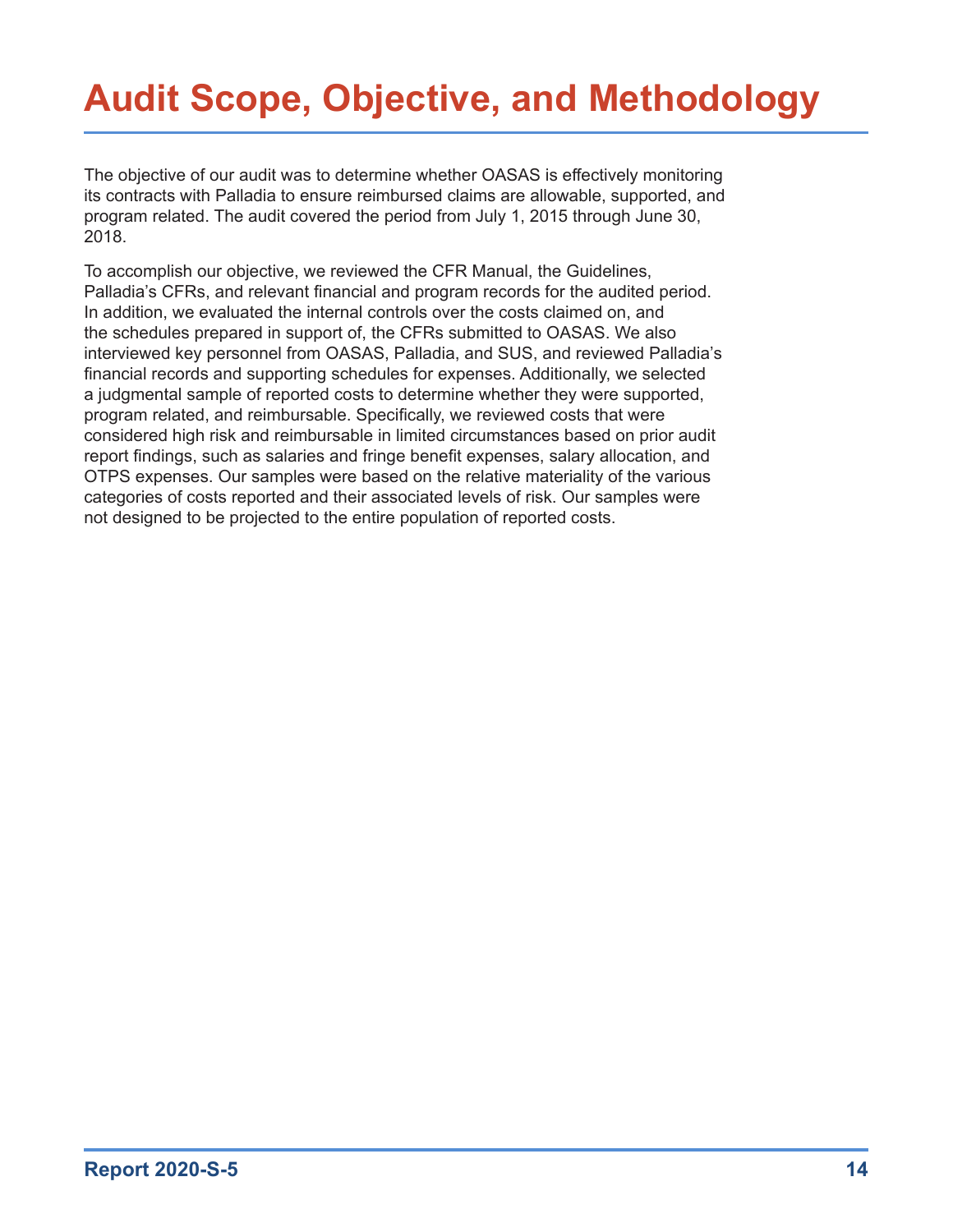# Audit Scope, Objective, and Methodology

The objective of our audit was to determine whether OASAS is effectively monitoring its contracts with Palladia to ensure reimbursed claims are allowable, supported, and program related. The audit covered the period from July 1, 2015 through June 30, 2018.

To accomplish our objective, we reviewed the CFR Manual, the Guidelines, Palladia's CFRs, and relevant financial and program records for the audited period. In addition, we evaluated the internal controls over the costs claimed on, and the schedules prepared in support of, the CFRs submitted to OASAS. We also interviewed key personnel from OASAS, Palladia, and SUS, and reviewed Palladia's financial records and supporting schedules for expenses. Additionally, we selected a judgmental sample of reported costs to determine whether they were supported, program related, and reimbursable. Specifically, we reviewed costs that were considered high risk and reimbursable in limited circumstances based on prior audit report findings, such as salaries and fringe benefit expenses, salary allocation, and OTPS expenses. Our samples were based on the relative materiality of the various categories of costs reported and their associated levels of risk. Our samples were not designed to be projected to the entire population of reported costs.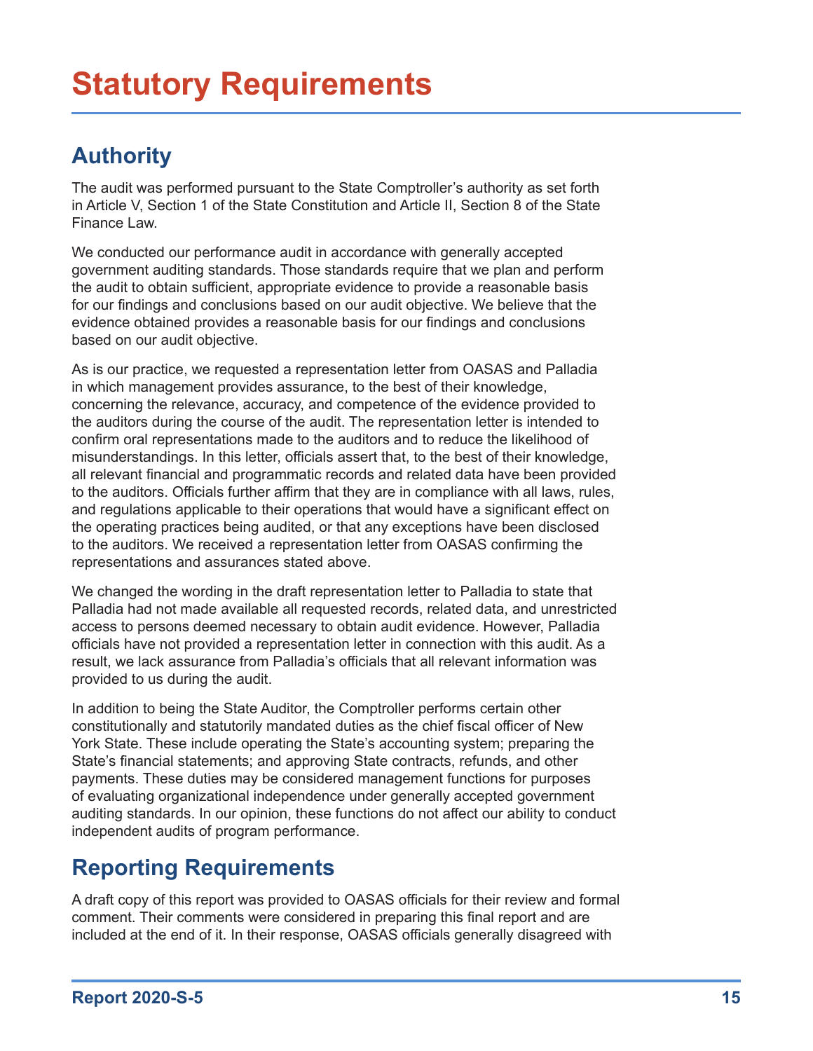# Statutory Requirements

## Authority

The audit was performed pursuant to the State Comptroller's authority as set forth in Article V, Section 1 of the State Constitution and Article II, Section 8 of the State Finance Law.

We conducted our performance audit in accordance with generally accepted government auditing standards. Those standards require that we plan and perform the audit to obtain sufficient, appropriate evidence to provide a reasonable basis for our findings and conclusions based on our audit objective. We believe that the evidence obtained provides a reasonable basis for our findings and conclusions based on our audit objective.

As is our practice, we requested a representation letter from OASAS and Palladia in which management provides assurance, to the best of their knowledge, concerning the relevance, accuracy, and competence of the evidence provided to the auditors during the course of the audit. The representation letter is intended to confirm oral representations made to the auditors and to reduce the likelihood of misunderstandings. In this letter, officials assert that, to the best of their knowledge, all relevant financial and programmatic records and related data have been provided to the auditors. Officials further affirm that they are in compliance with all laws, rules, and regulations applicable to their operations that would have a significant effect on the operating practices being audited, or that any exceptions have been disclosed to the auditors. We received a representation letter from OASAS confirming the representations and assurances stated above.

We changed the wording in the draft representation letter to Palladia to state that Palladia had not made available all requested records, related data, and unrestricted access to persons deemed necessary to obtain audit evidence. However, Palladia officials have not provided a representation letter in connection with this audit. As a result, we lack assurance from Palladia's officials that all relevant information was provided to us during the audit.

In addition to being the State Auditor, the Comptroller performs certain other constitutionally and statutorily mandated duties as the chief fiscal officer of New York State. These include operating the State's accounting system; preparing the State's financial statements; and approving State contracts, refunds, and other payments. These duties may be considered management functions for purposes of evaluating organizational independence under generally accepted government auditing standards. In our opinion, these functions do not affect our ability to conduct independent audits of program performance.

## Reporting Requirements

A draft copy of this report was provided to OASAS officials for their review and formal comment. Their comments were considered in preparing this final report and are included at the end of it. In their response, OASAS officials generally disagreed with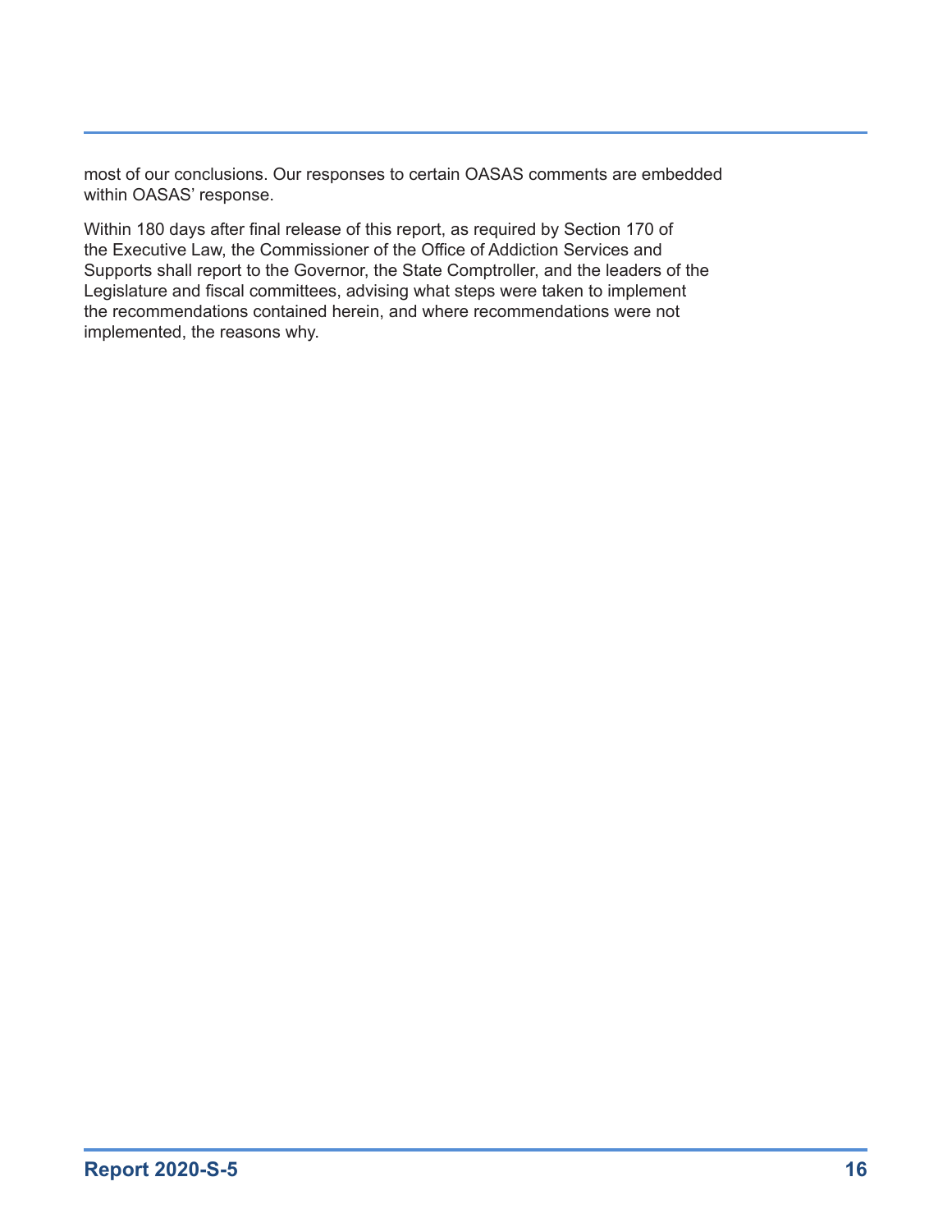most of our conclusions. Our responses to certain OASAS comments are embedded within OASAS' response.

Within 180 days after final release of this report, as required by Section 170 of the Executive Law, the Commissioner of the Office of Addiction Services and Supports shall report to the Governor, the State Comptroller, and the leaders of the Legislature and fiscal committees, advising what steps were taken to implement the recommendations contained herein, and where recommendations were not implemented, the reasons why.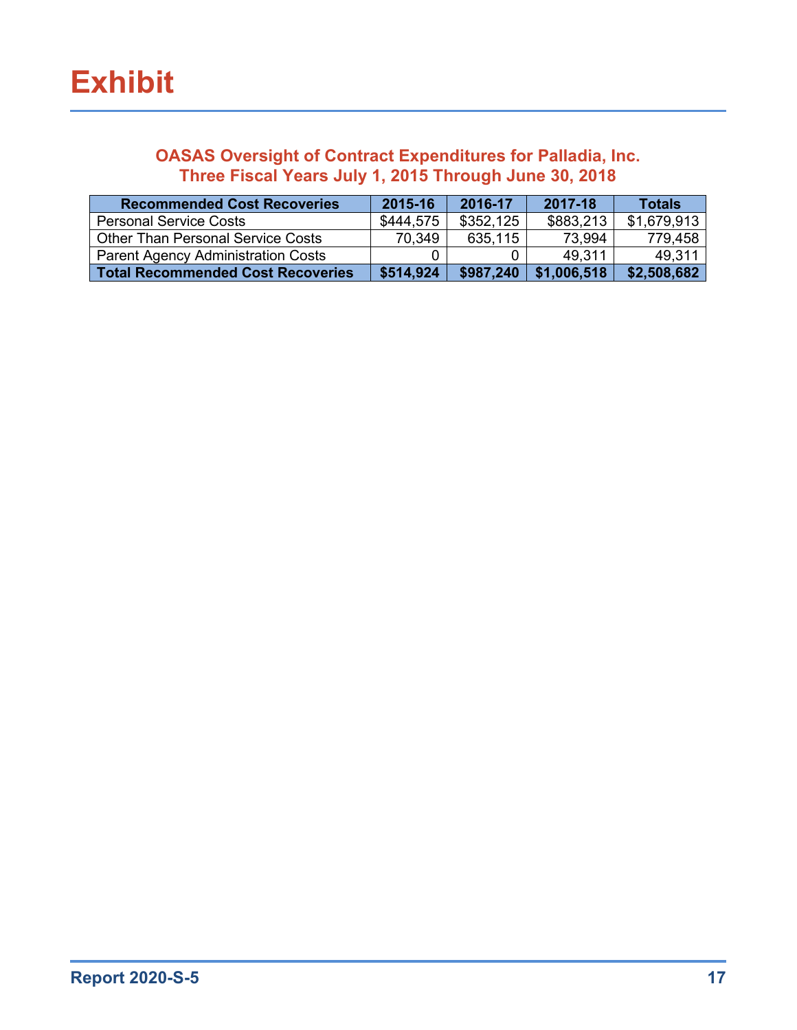# Exhibit

**OASAS Oversight of Contract Expenditures for Palladia, Inc.**
**Three Fiscal Years July 1, 2015 Through June 30, 2018**

| Recommended Cost Recoveries | 2015-16 | 2016-17 | 2017-18 | Totals |
|---|---|---|---|---|
| Personal Service Costs | $444,575 | $352,125 | $883,213 | $1,679,913 |
| Other Than Personal Service Costs | 70,349 | 635,115 | 73,994 | 779,458 |
| Parent Agency Administration Costs | 0 | 0 | 49,311 | 49,311 |
| **Total Recommended Cost Recoveries** | **$514,924** | **$987,240** | **$1,006,518** | **$2,508,682** |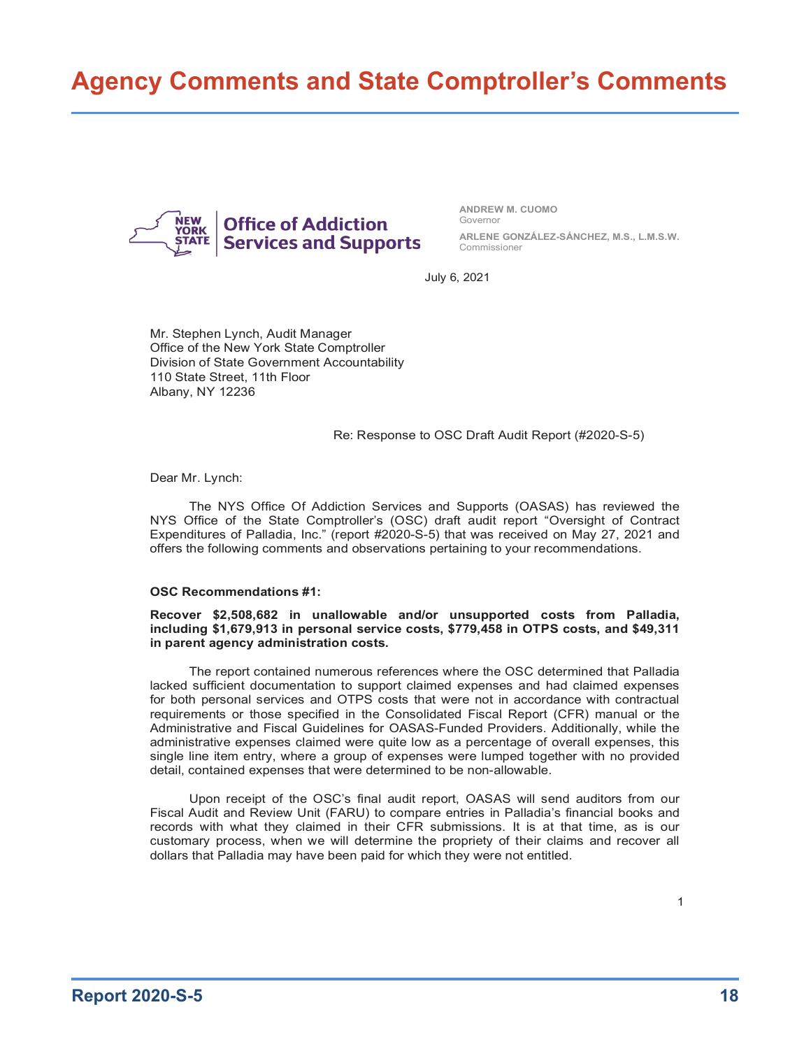# Agency Comments and State Comptroller's Comments

**Office of Addiction Services and Supports**

ANDREW M. CUOMO
Governor

ARLENE GONZÁLEZ-SÁNCHEZ, M.S., L.M.S.W.
Commissioner

July 6, 2021

Mr. Stephen Lynch, Audit Manager
Office of the New York State Comptroller
Division of State Government Accountability
110 State Street, 11th Floor
Albany, NY 12236

Re: Response to OSC Draft Audit Report (#2020-S-5)

Dear Mr. Lynch:

The NYS Office Of Addiction Services and Supports (OASAS) has reviewed the NYS Office of the State Comptroller's (OSC) draft audit report "Oversight of Contract Expenditures of Palladia, Inc." (report #2020-S-5) that was received on May 27, 2021 and offers the following comments and observations pertaining to your recommendations.

**OSC Recommendations #1:**

**Recover $2,508,682 in unallowable and/or unsupported costs from Palladia, including $1,679,913 in personal service costs, $779,458 in OTPS costs, and $49,311 in parent agency administration costs.**

The report contained numerous references where the OSC determined that Palladia lacked sufficient documentation to support claimed expenses and had claimed expenses for both personal services and OTPS costs that were not in accordance with contractual requirements or those specified in the Consolidated Fiscal Report (CFR) manual or the Administrative and Fiscal Guidelines for OASAS-Funded Providers. Additionally, while the administrative expenses claimed were quite low as a percentage of overall expenses, this single line item entry, where a group of expenses were lumped together with no provided detail, contained expenses that were determined to be non-allowable.

Upon receipt of the OSC's final audit report, OASAS will send auditors from our Fiscal Audit and Review Unit (FARU) to compare entries in Palladia's financial books and records with what they claimed in their CFR submissions. It is at that time, as is our customary process, when we will determine the propriety of their claims and recover all dollars that Palladia may have been paid for which they were not entitled.

1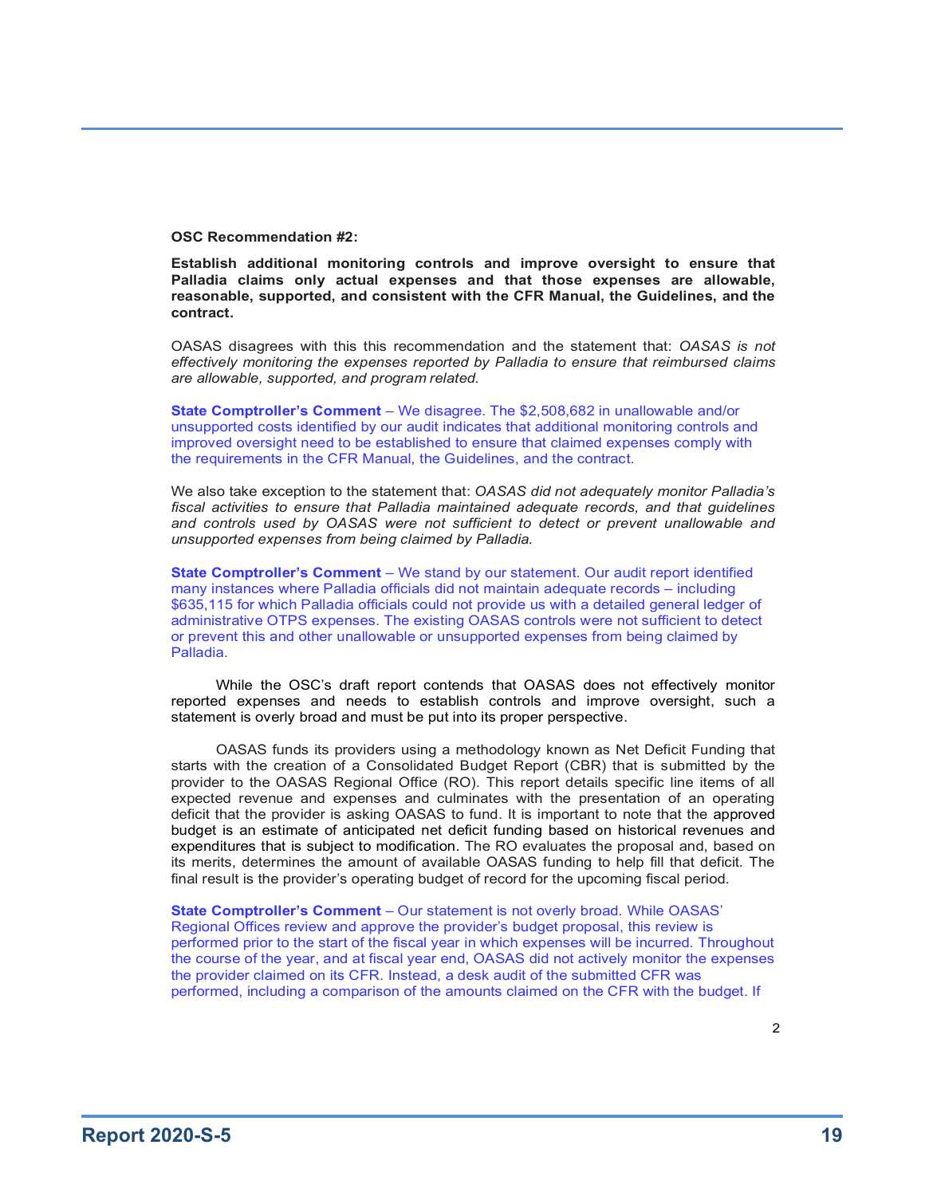**OSC Recommendation #2:**

**Establish additional monitoring controls and improve oversight to ensure that Palladia claims only actual expenses and that those expenses are allowable, reasonable, supported, and consistent with the CFR Manual, the Guidelines, and the contract.**

OASAS disagrees with this this recommendation and the statement that: *OASAS is not effectively monitoring the expenses reported by Palladia to ensure that reimbursed claims are allowable, supported, and program related.*

**State Comptroller's Comment** – We disagree. The $2,508,682 in unallowable and/or unsupported costs identified by our audit indicates that additional monitoring controls and improved oversight need to be established to ensure that claimed expenses comply with the requirements in the CFR Manual, the Guidelines, and the contract.

We also take exception to the statement that: *OASAS did not adequately monitor Palladia's fiscal activities to ensure that Palladia maintained adequate records, and that guidelines and controls used by OASAS were not sufficient to detect or prevent unallowable and unsupported expenses from being claimed by Palladia.*

**State Comptroller's Comment** – We stand by our statement. Our audit report identified many instances where Palladia officials did not maintain adequate records – including $635,115 for which Palladia officials could not provide us with a detailed general ledger of administrative OTPS expenses. The existing OASAS controls were not sufficient to detect or prevent this and other unallowable or unsupported expenses from being claimed by Palladia.

While the OSC's draft report contends that OASAS does not effectively monitor reported expenses and needs to establish controls and improve oversight, such a statement is overly broad and must be put into its proper perspective.

OASAS funds its providers using a methodology known as Net Deficit Funding that starts with the creation of a Consolidated Budget Report (CBR) that is submitted by the provider to the OASAS Regional Office (RO). This report details specific line items of all expected revenue and expenses and culminates with the presentation of an operating deficit that the provider is asking OASAS to fund. It is important to note that the approved budget is an estimate of anticipated net deficit funding based on historical revenues and expenditures that is subject to modification. The RO evaluates the proposal and, based on its merits, determines the amount of available OASAS funding to help fill that deficit. The final result is the provider's operating budget of record for the upcoming fiscal period.

**State Comptroller's Comment** – Our statement is not overly broad. While OASAS' Regional Offices review and approve the provider's budget proposal, this review is performed prior to the start of the fiscal year in which expenses will be incurred. Throughout the course of the year, and at fiscal year end, OASAS did not actively monitor the expenses the provider claimed on its CFR. Instead, a desk audit of the submitted CFR was performed, including a comparison of the amounts claimed on the CFR with the budget. If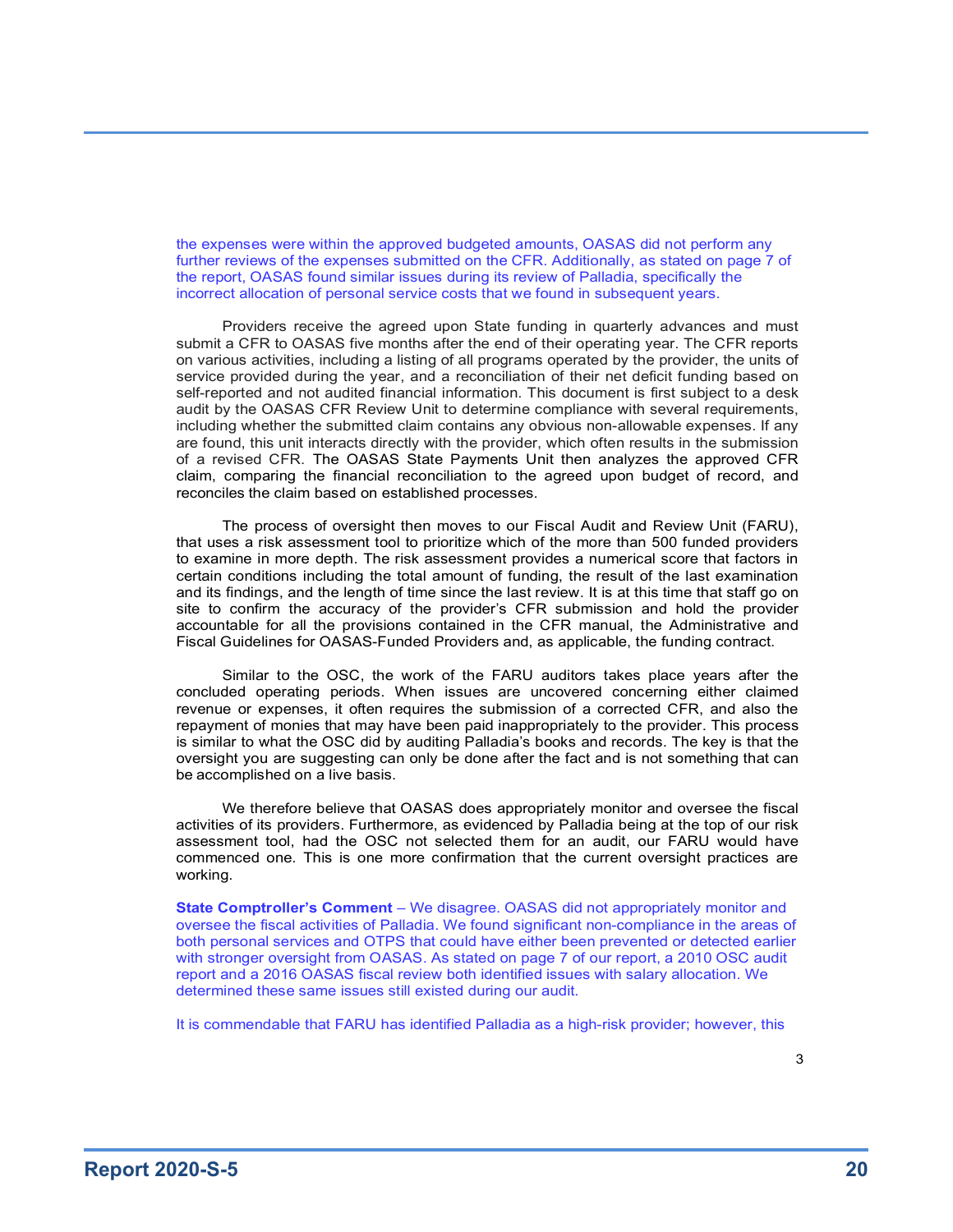the expenses were within the approved budgeted amounts, OASAS did not perform any further reviews of the expenses submitted on the CFR. Additionally, as stated on page 7 of the report, OASAS found similar issues during its review of Palladia, specifically the incorrect allocation of personal service costs that we found in subsequent years.

Providers receive the agreed upon State funding in quarterly advances and must submit a CFR to OASAS five months after the end of their operating year. The CFR reports on various activities, including a listing of all programs operated by the provider, the units of service provided during the year, and a reconciliation of their net deficit funding based on self-reported and not audited financial information. This document is first subject to a desk audit by the OASAS CFR Review Unit to determine compliance with several requirements, including whether the submitted claim contains any obvious non-allowable expenses. If any are found, this unit interacts directly with the provider, which often results in the submission of a revised CFR. The OASAS State Payments Unit then analyzes the approved CFR claim, comparing the financial reconciliation to the agreed upon budget of record, and reconciles the claim based on established processes.

The process of oversight then moves to our Fiscal Audit and Review Unit (FARU), that uses a risk assessment tool to prioritize which of the more than 500 funded providers to examine in more depth. The risk assessment provides a numerical score that factors in certain conditions including the total amount of funding, the result of the last examination and its findings, and the length of time since the last review. It is at this time that staff go on site to confirm the accuracy of the provider's CFR submission and hold the provider accountable for all the provisions contained in the CFR manual, the Administrative and Fiscal Guidelines for OASAS-Funded Providers and, as applicable, the funding contract.

Similar to the OSC, the work of the FARU auditors takes place years after the concluded operating periods. When issues are uncovered concerning either claimed revenue or expenses, it often requires the submission of a corrected CFR, and also the repayment of monies that may have been paid inappropriately to the provider. This process is similar to what the OSC did by auditing Palladia's books and records. The key is that the oversight you are suggesting can only be done after the fact and is not something that can be accomplished on a live basis.

We therefore believe that OASAS does appropriately monitor and oversee the fiscal activities of its providers. Furthermore, as evidenced by Palladia being at the top of our risk assessment tool, had the OSC not selected them for an audit, our FARU would have commenced one. This is one more confirmation that the current oversight practices are working.

**State Comptroller's Comment** – We disagree. OASAS did not appropriately monitor and oversee the fiscal activities of Palladia. We found significant non-compliance in the areas of both personal services and OTPS that could have either been prevented or detected earlier with stronger oversight from OASAS. As stated on page 7 of our report, a 2010 OSC audit report and a 2016 OASAS fiscal review both identified issues with salary allocation. We determined these same issues still existed during our audit.

It is commendable that FARU has identified Palladia as a high-risk provider; however, this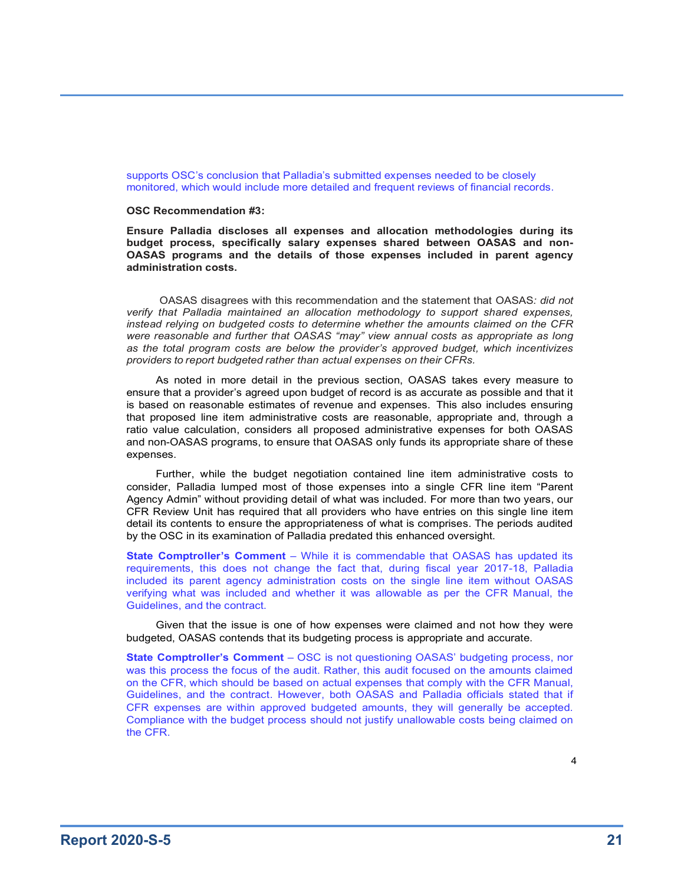supports OSC's conclusion that Palladia's submitted expenses needed to be closely monitored, which would include more detailed and frequent reviews of financial records.

**OSC Recommendation #3:**

**Ensure Palladia discloses all expenses and allocation methodologies during its budget process, specifically salary expenses shared between OASAS and non-OASAS programs and the details of those expenses included in parent agency administration costs.**

OASAS disagrees with this recommendation and the statement that OASAS*: did not verify that Palladia maintained an allocation methodology to support shared expenses, instead relying on budgeted costs to determine whether the amounts claimed on the CFR were reasonable and further that OASAS "may" view annual costs as appropriate as long as the total program costs are below the provider's approved budget, which incentivizes providers to report budgeted rather than actual expenses on their CFRs.*

As noted in more detail in the previous section, OASAS takes every measure to ensure that a provider's agreed upon budget of record is as accurate as possible and that it is based on reasonable estimates of revenue and expenses. This also includes ensuring that proposed line item administrative costs are reasonable, appropriate and, through a ratio value calculation, considers all proposed administrative expenses for both OASAS and non-OASAS programs, to ensure that OASAS only funds its appropriate share of these expenses.

Further, while the budget negotiation contained line item administrative costs to consider, Palladia lumped most of those expenses into a single CFR line item "Parent Agency Admin" without providing detail of what was included. For more than two years, our CFR Review Unit has required that all providers who have entries on this single line item detail its contents to ensure the appropriateness of what is comprises. The periods audited by the OSC in its examination of Palladia predated this enhanced oversight.

**State Comptroller's Comment** – While it is commendable that OASAS has updated its requirements, this does not change the fact that, during fiscal year 2017-18, Palladia included its parent agency administration costs on the single line item without OASAS verifying what was included and whether it was allowable as per the CFR Manual, the Guidelines, and the contract.

Given that the issue is one of how expenses were claimed and not how they were budgeted, OASAS contends that its budgeting process is appropriate and accurate.

**State Comptroller's Comment** – OSC is not questioning OASAS' budgeting process, nor was this process the focus of the audit. Rather, this audit focused on the amounts claimed on the CFR, which should be based on actual expenses that comply with the CFR Manual, Guidelines, and the contract. However, both OASAS and Palladia officials stated that if CFR expenses are within approved budgeted amounts, they will generally be accepted. Compliance with the budget process should not justify unallowable costs being claimed on the CFR.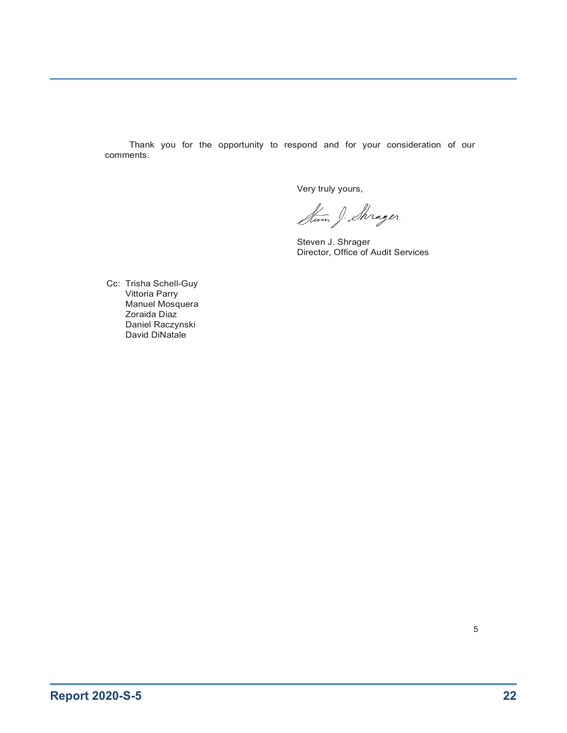Thank you for the opportunity to respond and for your consideration of our comments.

Very truly yours,

Steven J. Shrager
Director, Office of Audit Services

Cc: Trisha Schell-Guy
Vittoria Parry
Manuel Mosquera
Zoraida Diaz
Daniel Raczynski
David DiNatale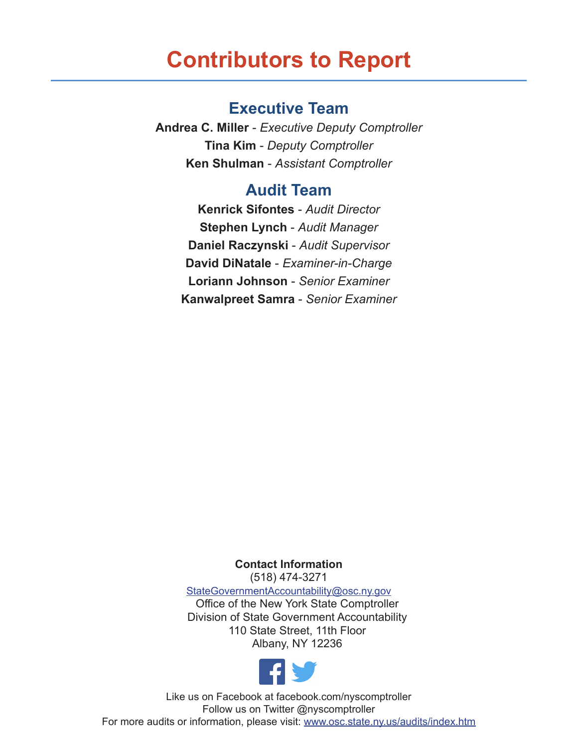# Contributors to Report

## Executive Team

**Andrea C. Miller** - *Executive Deputy Comptroller*
**Tina Kim** - *Deputy Comptroller*
**Ken Shulman** - *Assistant Comptroller*

## Audit Team

**Kenrick Sifontes** - *Audit Director*
**Stephen Lynch** - *Audit Manager*
**Daniel Raczynski** - *Audit Supervisor*
**David DiNatale** - *Examiner-in-Charge*
**Loriann Johnson** - *Senior Examiner*
**Kanwalpreet Samra** - *Senior Examiner*

**Contact Information**
(518) 474-3271
StateGovernmentAccountability@osc.ny.gov
Office of the New York State Comptroller
Division of State Government Accountability
110 State Street, 11th Floor
Albany, NY 12236

Like us on Facebook at facebook.com/nyscomptroller
Follow us on Twitter @nyscomptroller
For more audits or information, please visit: www.osc.state.ny.us/audits/index.htm